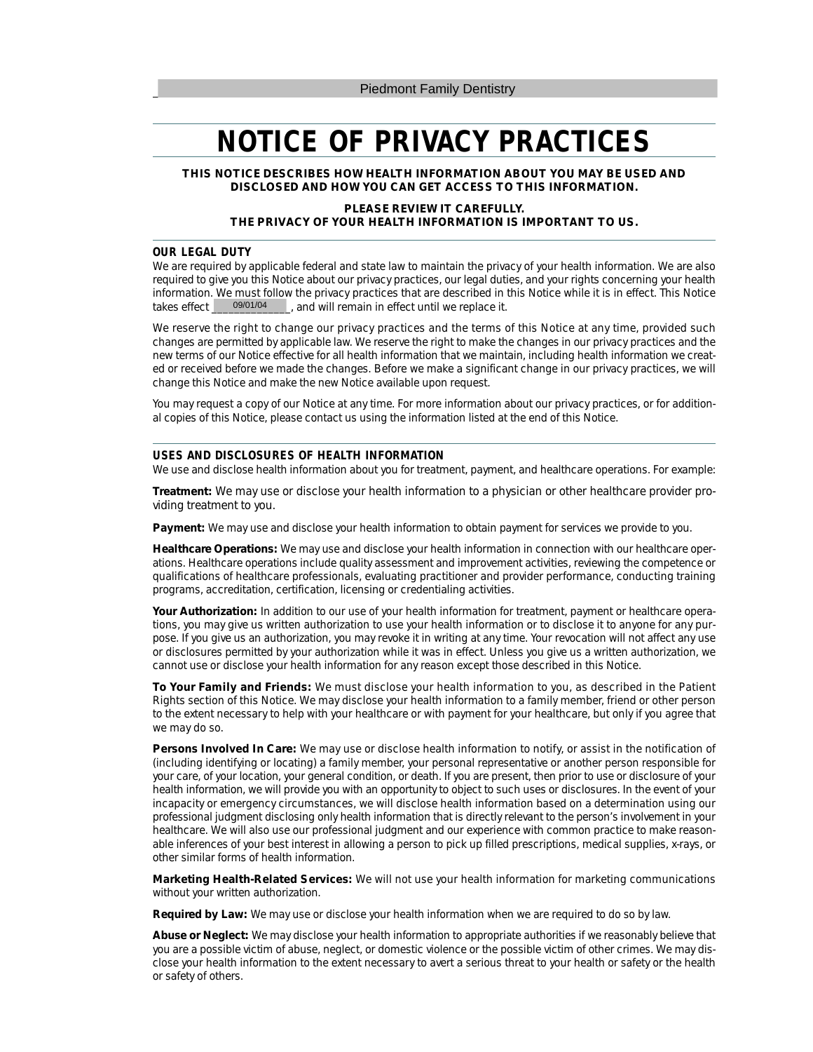Piedmont Family Dentistry

# NOTICE OF PRIVACY PRACTICES

**THIS NOTICE DESCRIBES HOW HEALTH INFORMATION ABOUT YOU MAY BE USED AND DISCLOSED AND HOW YOU CAN GET ACCESS TO THIS INFORMATION.**

**PLEASE REVIEW IT CAREFULLY.**
**THE PRIVACY OF YOUR HEALTH INFORMATION IS IMPORTANT TO US.**

## OUR LEGAL DUTY

We are required by applicable federal and state law to maintain the privacy of your health information. We are also required to give you this Notice about our privacy practices, our legal duties, and your rights concerning your health information. We must follow the privacy practices that are described in this Notice while it is in effect. This Notice takes effect 09/01/04, and will remain in effect until we replace it.

We reserve the right to change our privacy practices and the terms of this Notice at any time, provided such changes are permitted by applicable law. We reserve the right to make the changes in our privacy practices and the new terms of our Notice effective for all health information that we maintain, including health information we created or received before we made the changes. Before we make a significant change in our privacy practices, we will change this Notice and make the new Notice available upon request.

You may request a copy of our Notice at any time. For more information about our privacy practices, or for additional copies of this Notice, please contact us using the information listed at the end of this Notice.

## USES AND DISCLOSURES OF HEALTH INFORMATION

We use and disclose health information about you for treatment, payment, and healthcare operations. For example:

**Treatment:** We may use or disclose your health information to a physician or other healthcare provider providing treatment to you.

**Payment:** We may use and disclose your health information to obtain payment for services we provide to you.

**Healthcare Operations:** We may use and disclose your health information in connection with our healthcare operations. Healthcare operations include quality assessment and improvement activities, reviewing the competence or qualifications of healthcare professionals, evaluating practitioner and provider performance, conducting training programs, accreditation, certification, licensing or credentialing activities.

**Your Authorization:** In addition to our use of your health information for treatment, payment or healthcare operations, you may give us written authorization to use your health information or to disclose it to anyone for any purpose. If you give us an authorization, you may revoke it in writing at any time. Your revocation will not affect any use or disclosures permitted by your authorization while it was in effect. Unless you give us a written authorization, we cannot use or disclose your health information for any reason except those described in this Notice.

**To Your Family and Friends:** We must disclose your health information to you, as described in the Patient Rights section of this Notice. We may disclose your health information to a family member, friend or other person to the extent necessary to help with your healthcare or with payment for your healthcare, but only if you agree that we may do so.

**Persons Involved In Care:** We may use or disclose health information to notify, or assist in the notification of (including identifying or locating) a family member, your personal representative or another person responsible for your care, of your location, your general condition, or death. If you are present, then prior to use or disclosure of your health information, we will provide you with an opportunity to object to such uses or disclosures. In the event of your incapacity or emergency circumstances, we will disclose health information based on a determination using our professional judgment disclosing only health information that is directly relevant to the person's involvement in your healthcare. We will also use our professional judgment and our experience with common practice to make reasonable inferences of your best interest in allowing a person to pick up filled prescriptions, medical supplies, x-rays, or other similar forms of health information.

**Marketing Health-Related Services:** We will not use your health information for marketing communications without your written authorization.

**Required by Law:** We may use or disclose your health information when we are required to do so by law.

**Abuse or Neglect:** We may disclose your health information to appropriate authorities if we reasonably believe that you are a possible victim of abuse, neglect, or domestic violence or the possible victim of other crimes. We may disclose your health information to the extent necessary to avert a serious threat to your health or safety or the health or safety of others.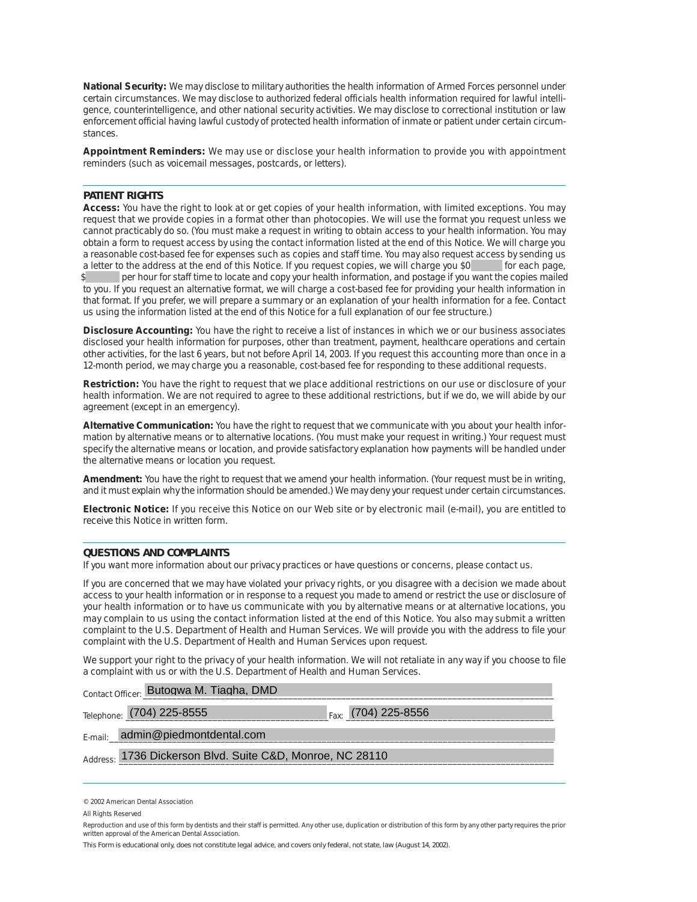**National Security:** We may disclose to military authorities the health information of Armed Forces personnel under certain circumstances. We may disclose to authorized federal officials health information required for lawful intelligence, counterintelligence, and other national security activities. We may disclose to correctional institution or law enforcement official having lawful custody of protected health information of inmate or patient under certain circumstances.

**Appointment Reminders:** We may use or disclose your health information to provide you with appointment reminders (such as voicemail messages, postcards, or letters).

## PATIENT RIGHTS

**Access:** You have the right to look at or get copies of your health information, with limited exceptions. You may request that we provide copies in a format other than photocopies. We will use the format you request unless we cannot practicably do so. (You must make a request in writing to obtain access to your health information. You may obtain a form to request access by using the contact information listed at the end of this Notice. We will charge you a reasonable cost-based fee for expenses such as copies and staff time. You may also request access by sending us a letter to the address at the end of this Notice. If you request copies, we will charge you $0\_\_\_\_\_\_ for each page, $\_\_\_\_\_\_ per hour for staff time to locate and copy your health information, and postage if you want the copies mailed to you. If you request an alternative format, we will charge a cost-based fee for providing your health information in that format. If you prefer, we will prepare a summary or an explanation of your health information for a fee. Contact us using the information listed at the end of this Notice for a full explanation of our fee structure.)

**Disclosure Accounting:** You have the right to receive a list of instances in which we or our business associates disclosed your health information for purposes, other than treatment, payment, healthcare operations and certain other activities, for the last 6 years, but not before April 14, 2003. If you request this accounting more than once in a 12-month period, we may charge you a reasonable, cost-based fee for responding to these additional requests.

**Restriction:** You have the right to request that we place additional restrictions on our use or disclosure of your health information. We are not required to agree to these additional restrictions, but if we do, we will abide by our agreement (except in an emergency).

**Alternative Communication:** You have the right to request that we communicate with you about your health information by alternative means or to alternative locations. (You must make your request in writing.) Your request must specify the alternative means or location, and provide satisfactory explanation how payments will be handled under the alternative means or location you request.

**Amendment:** You have the right to request that we amend your health information. (Your request must be in writing, and it must explain why the information should be amended.) We may deny your request under certain circumstances.

**Electronic Notice:** If you receive this Notice on our Web site or by electronic mail (e-mail), you are entitled to receive this Notice in written form.

## QUESTIONS AND COMPLAINTS

If you want more information about our privacy practices or have questions or concerns, please contact us.

If you are concerned that we may have violated your privacy rights, or you disagree with a decision we made about access to your health information or in response to a request you made to amend or restrict the use or disclosure of your health information or to have us communicate with you by alternative means or at alternative locations, you may complain to us using the contact information listed at the end of this Notice. You also may submit a written complaint to the U.S. Department of Health and Human Services. We will provide you with the address to file your complaint with the U.S. Department of Health and Human Services upon request.

We support your right to the privacy of your health information. We will not retaliate in any way if you choose to file a complaint with us or with the U.S. Department of Health and Human Services.

Contact Officer: Butogwa M. Tiagha, DMD

Telephone: (704) 225-8555 Fax: (704) 225-8556

E-mail: admin@piedmontdental.com

Address: 1736 Dickerson Blvd. Suite C&D, Monroe, NC 28110

© 2002 American Dental Association

All Rights Reserved

Reproduction and use of this form by dentists and their staff is permitted. Any other use, duplication or distribution of this form by any other party requires the prior written approval of the American Dental Association.

This Form is educational only, does not constitute legal advice, and covers only federal, not state, law (August 14, 2002).